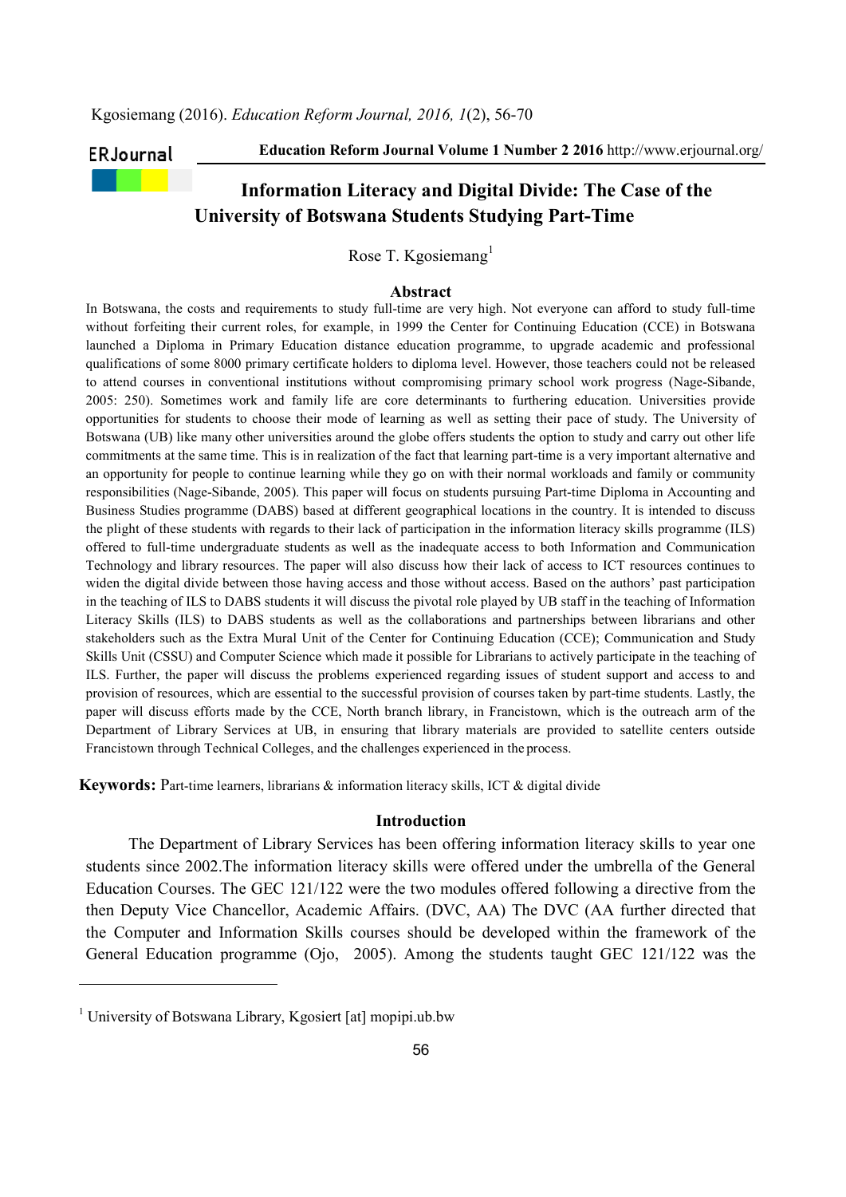# Information Literacy and Digital Divide: The Case of the University of Botswana Students Studying Part-Time

Rose T. Kgosiemang[1]

## Abstract

In Botswana, the costs and requirements to study full-time are very high. Not everyone can afford to study full-time without forfeiting their current roles, for example, in 1999 the Center for Continuing Education (CCE) in Botswana launched a Diploma in Primary Education distance education programme, to upgrade academic and professional qualifications of some 8000 primary certificate holders to diploma level. However, those teachers could not be released to attend courses in conventional institutions without compromising primary school work progress (Nage-Sibande, 2005: 250). Sometimes work and family life are core determinants to furthering education. Universities provide opportunities for students to choose their mode of learning as well as setting their pace of study. The University of Botswana (UB) like many other universities around the globe offers students the option to study and carry out other life commitments at the same time. This is in realization of the fact that learning part-time is a very important alternative and an opportunity for people to continue learning while they go on with their normal workloads and family or community responsibilities (Nage-Sibande, 2005). This paper will focus on students pursuing Part-time Diploma in Accounting and Business Studies programme (DABS) based at different geographical locations in the country. It is intended to discuss the plight of these students with regards to their lack of participation in the information literacy skills programme (ILS) offered to full-time undergraduate students as well as the inadequate access to both Information and Communication Technology and library resources. The paper will also discuss how their lack of access to ICT resources continues to widen the digital divide between those having access and those without access. Based on the authors' past participation in the teaching of ILS to DABS students it will discuss the pivotal role played by UB staff in the teaching of Information Literacy Skills (ILS) to DABS students as well as the collaborations and partnerships between librarians and other stakeholders such as the Extra Mural Unit of the Center for Continuing Education (CCE); Communication and Study Skills Unit (CSSU) and Computer Science which made it possible for Librarians to actively participate in the teaching of ILS. Further, the paper will discuss the problems experienced regarding issues of student support and access to and provision of resources, which are essential to the successful provision of courses taken by part-time students. Lastly, the paper will discuss efforts made by the CCE, North branch library, in Francistown, which is the outreach arm of the Department of Library Services at UB, in ensuring that library materials are provided to satellite centers outside Francistown through Technical Colleges, and the challenges experienced in the process.

**Keywords:** Part-time learners, librarians & information literacy skills, ICT & digital divide

## Introduction

The Department of Library Services has been offering information literacy skills to year one students since 2002.The information literacy skills were offered under the umbrella of the General Education Courses. The GEC 121/122 were the two modules offered following a directive from the then Deputy Vice Chancellor, Academic Affairs. (DVC, AA) The DVC (AA further directed that the Computer and Information Skills courses should be developed within the framework of the General Education programme (Ojo, 2005). Among the students taught GEC 121/122 was the

[1] University of Botswana Library, Kgosiert [at] mopipi.ub.bw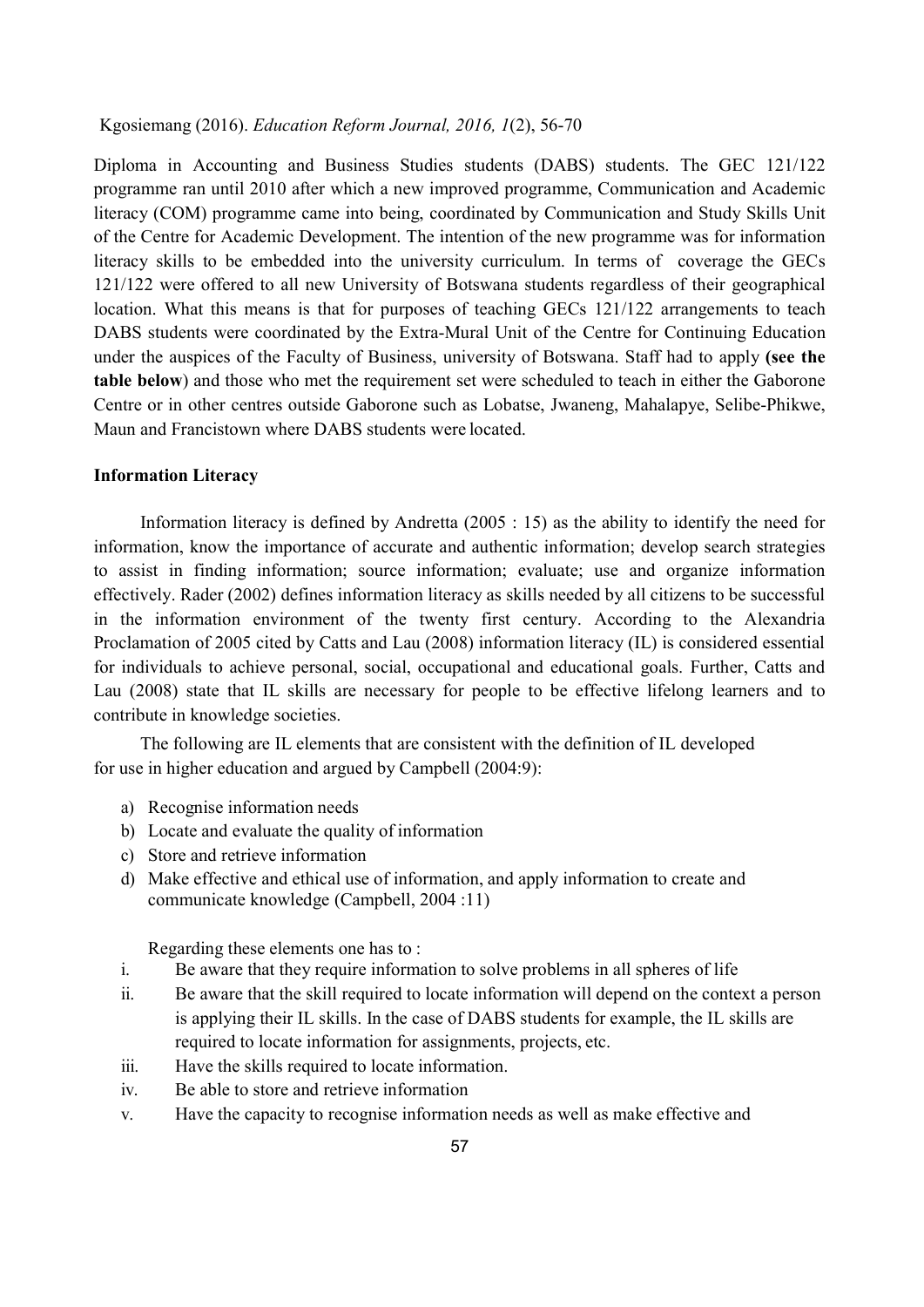Diploma in Accounting and Business Studies students (DABS) students. The GEC 121/122 programme ran until 2010 after which a new improved programme, Communication and Academic literacy (COM) programme came into being, coordinated by Communication and Study Skills Unit of the Centre for Academic Development. The intention of the new programme was for information literacy skills to be embedded into the university curriculum. In terms of coverage the GECs 121/122 were offered to all new University of Botswana students regardless of their geographical location. What this means is that for purposes of teaching GECs 121/122 arrangements to teach DABS students were coordinated by the Extra-Mural Unit of the Centre for Continuing Education under the auspices of the Faculty of Business, university of Botswana. Staff had to apply **(see the table below**) and those who met the requirement set were scheduled to teach in either the Gaborone Centre or in other centres outside Gaborone such as Lobatse, Jwaneng, Mahalapye, Selibe-Phikwe, Maun and Francistown where DABS students were located.

**Information Literacy**

Information literacy is defined by Andretta (2005 : 15) as the ability to identify the need for information, know the importance of accurate and authentic information; develop search strategies to assist in finding information; source information; evaluate; use and organize information effectively. Rader (2002) defines information literacy as skills needed by all citizens to be successful in the information environment of the twenty first century. According to the Alexandria Proclamation of 2005 cited by Catts and Lau (2008) information literacy (IL) is considered essential for individuals to achieve personal, social, occupational and educational goals. Further, Catts and Lau (2008) state that IL skills are necessary for people to be effective lifelong learners and to contribute in knowledge societies.

The following are IL elements that are consistent with the definition of IL developed for use in higher education and argued by Campbell (2004:9):

a) Recognise information needs
b) Locate and evaluate the quality of information
c) Store and retrieve information
d) Make effective and ethical use of information, and apply information to create and communicate knowledge (Campbell, 2004 :11)

Regarding these elements one has to :

i. Be aware that they require information to solve problems in all spheres of life
ii. Be aware that the skill required to locate information will depend on the context a person is applying their IL skills. In the case of DABS students for example, the IL skills are required to locate information for assignments, projects, etc.
iii. Have the skills required to locate information.
iv. Be able to store and retrieve information
v. Have the capacity to recognise information needs as well as make effective and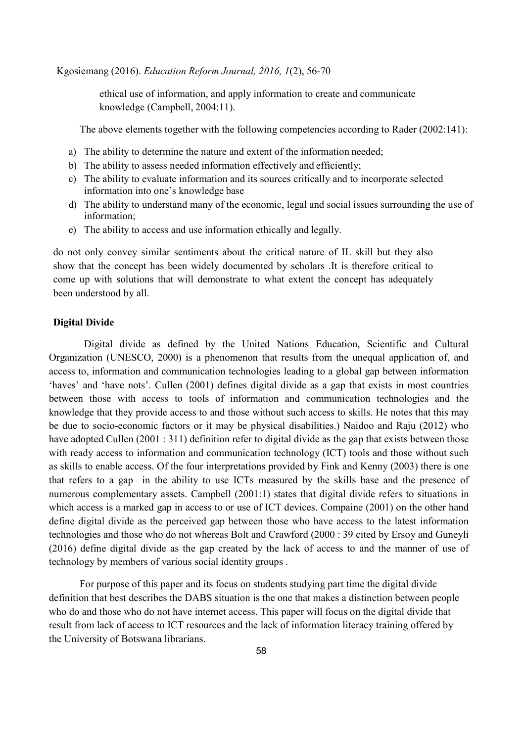ethical use of information, and apply information to create and communicate knowledge (Campbell, 2004:11).

The above elements together with the following competencies according to Rader (2002:141):

a) The ability to determine the nature and extent of the information needed;
b) The ability to assess needed information effectively and efficiently;
c) The ability to evaluate information and its sources critically and to incorporate selected information into one's knowledge base
d) The ability to understand many of the economic, legal and social issues surrounding the use of information;
e) The ability to access and use information ethically and legally.

do not only convey similar sentiments about the critical nature of IL skill but they also show that the concept has been widely documented by scholars .It is therefore critical to come up with solutions that will demonstrate to what extent the concept has adequately been understood by all.

**Digital Divide**

Digital divide as defined by the United Nations Education, Scientific and Cultural Organization (UNESCO, 2000) is a phenomenon that results from the unequal application of, and access to, information and communication technologies leading to a global gap between information 'haves' and 'have nots'. Cullen (2001) defines digital divide as a gap that exists in most countries between those with access to tools of information and communication technologies and the knowledge that they provide access to and those without such access to skills. He notes that this may be due to socio-economic factors or it may be physical disabilities.) Naidoo and Raju (2012) who have adopted Cullen (2001 : 311) definition refer to digital divide as the gap that exists between those with ready access to information and communication technology (ICT) tools and those without such as skills to enable access. Of the four interpretations provided by Fink and Kenny (2003) there is one that refers to a gap in the ability to use ICTs measured by the skills base and the presence of numerous complementary assets. Campbell (2001:1) states that digital divide refers to situations in which access is a marked gap in access to or use of ICT devices. Compaine (2001) on the other hand define digital divide as the perceived gap between those who have access to the latest information technologies and those who do not whereas Bolt and Crawford (2000 : 39 cited by Ersoy and Guneyli (2016) define digital divide as the gap created by the lack of access to and the manner of use of technology by members of various social identity groups .

For purpose of this paper and its focus on students studying part time the digital divide definition that best describes the DABS situation is the one that makes a distinction between people who do and those who do not have internet access. This paper will focus on the digital divide that result from lack of access to ICT resources and the lack of information literacy training offered by the University of Botswana librarians.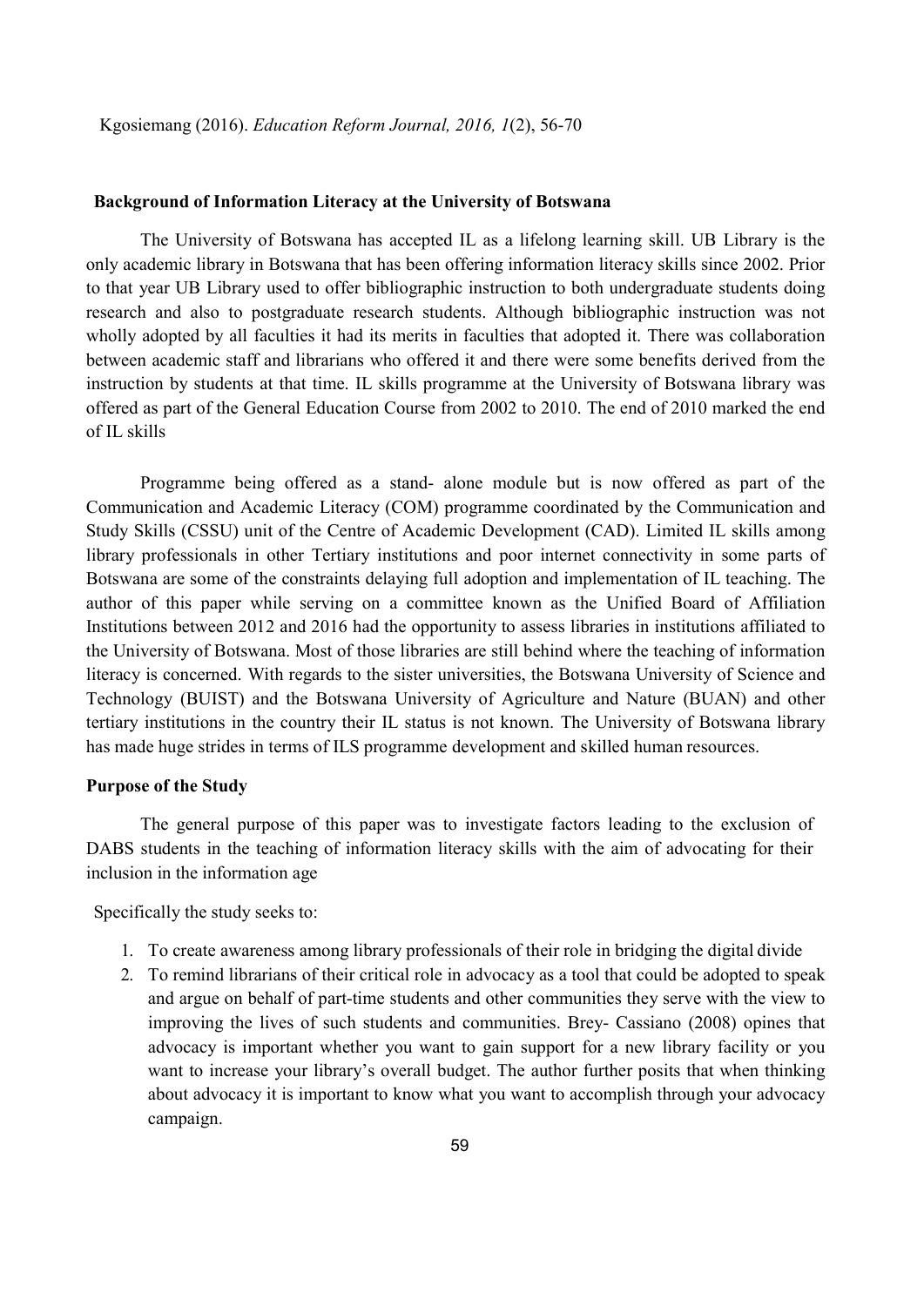## Background of Information Literacy at the University of Botswana

The University of Botswana has accepted IL as a lifelong learning skill. UB Library is the only academic library in Botswana that has been offering information literacy skills since 2002. Prior to that year UB Library used to offer bibliographic instruction to both undergraduate students doing research and also to postgraduate research students. Although bibliographic instruction was not wholly adopted by all faculties it had its merits in faculties that adopted it. There was collaboration between academic staff and librarians who offered it and there were some benefits derived from the instruction by students at that time. IL skills programme at the University of Botswana library was offered as part of the General Education Course from 2002 to 2010. The end of 2010 marked the end of IL skills

Programme being offered as a stand- alone module but is now offered as part of the Communication and Academic Literacy (COM) programme coordinated by the Communication and Study Skills (CSSU) unit of the Centre of Academic Development (CAD). Limited IL skills among library professionals in other Tertiary institutions and poor internet connectivity in some parts of Botswana are some of the constraints delaying full adoption and implementation of IL teaching. The author of this paper while serving on a committee known as the Unified Board of Affiliation Institutions between 2012 and 2016 had the opportunity to assess libraries in institutions affiliated to the University of Botswana. Most of those libraries are still behind where the teaching of information literacy is concerned. With regards to the sister universities, the Botswana University of Science and Technology (BUIST) and the Botswana University of Agriculture and Nature (BUAN) and other tertiary institutions in the country their IL status is not known. The University of Botswana library has made huge strides in terms of ILS programme development and skilled human resources.

## Purpose of the Study

The general purpose of this paper was to investigate factors leading to the exclusion of DABS students in the teaching of information literacy skills with the aim of advocating for their inclusion in the information age

Specifically the study seeks to:

1. To create awareness among library professionals of their role in bridging the digital divide
2. To remind librarians of their critical role in advocacy as a tool that could be adopted to speak and argue on behalf of part-time students and other communities they serve with the view to improving the lives of such students and communities. Brey- Cassiano (2008) opines that advocacy is important whether you want to gain support for a new library facility or you want to increase your library's overall budget. The author further posits that when thinking about advocacy it is important to know what you want to accomplish through your advocacy campaign.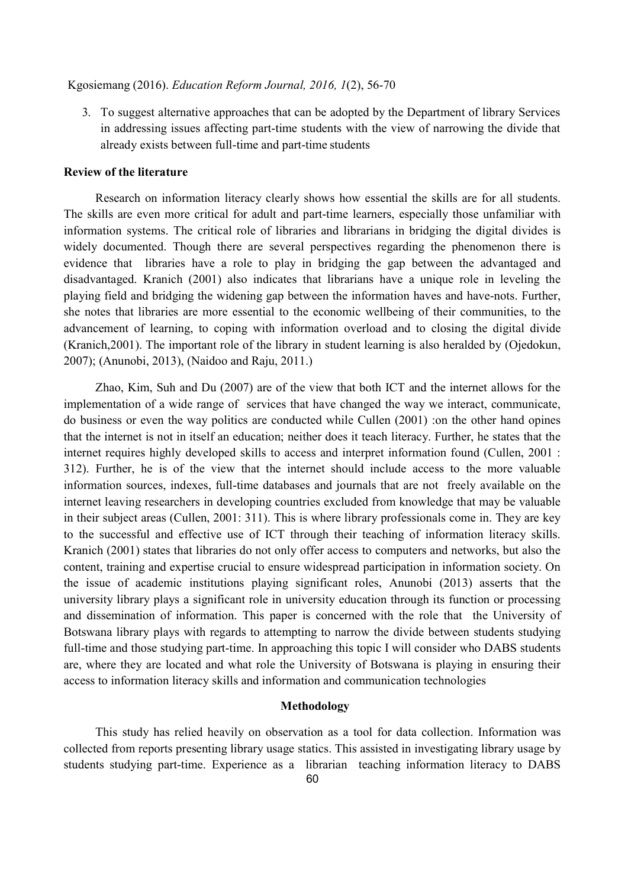3. To suggest alternative approaches that can be adopted by the Department of library Services in addressing issues affecting part-time students with the view of narrowing the divide that already exists between full-time and part-time students

## Review of the literature

Research on information literacy clearly shows how essential the skills are for all students. The skills are even more critical for adult and part-time learners, especially those unfamiliar with information systems. The critical role of libraries and librarians in bridging the digital divides is widely documented. Though there are several perspectives regarding the phenomenon there is evidence that libraries have a role to play in bridging the gap between the advantaged and disadvantaged. Kranich (2001) also indicates that librarians have a unique role in leveling the playing field and bridging the widening gap between the information haves and have-nots. Further, she notes that libraries are more essential to the economic wellbeing of their communities, to the advancement of learning, to coping with information overload and to closing the digital divide (Kranich,2001). The important role of the library in student learning is also heralded by (Ojedokun, 2007); (Anunobi, 2013), (Naidoo and Raju, 2011.)

Zhao, Kim, Suh and Du (2007) are of the view that both ICT and the internet allows for the implementation of a wide range of services that have changed the way we interact, communicate, do business or even the way politics are conducted while Cullen (2001) :on the other hand opines that the internet is not in itself an education; neither does it teach literacy. Further, he states that the internet requires highly developed skills to access and interpret information found (Cullen, 2001 : 312). Further, he is of the view that the internet should include access to the more valuable information sources, indexes, full-time databases and journals that are not freely available on the internet leaving researchers in developing countries excluded from knowledge that may be valuable in their subject areas (Cullen, 2001: 311). This is where library professionals come in. They are key to the successful and effective use of ICT through their teaching of information literacy skills. Kranich (2001) states that libraries do not only offer access to computers and networks, but also the content, training and expertise crucial to ensure widespread participation in information society. On the issue of academic institutions playing significant roles, Anunobi (2013) asserts that the university library plays a significant role in university education through its function or processing and dissemination of information. This paper is concerned with the role that the University of Botswana library plays with regards to attempting to narrow the divide between students studying full-time and those studying part-time. In approaching this topic I will consider who DABS students are, where they are located and what role the University of Botswana is playing in ensuring their access to information literacy skills and information and communication technologies

## Methodology

This study has relied heavily on observation as a tool for data collection. Information was collected from reports presenting library usage statics. This assisted in investigating library usage by students studying part-time. Experience as a librarian teaching information literacy to DABS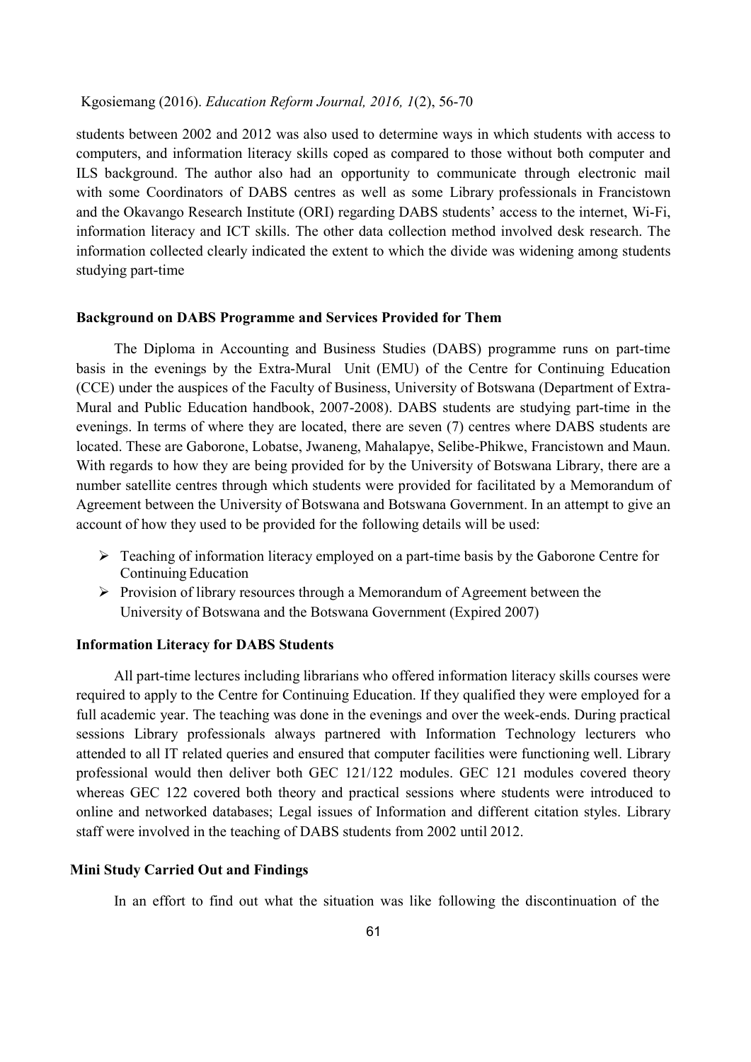students between 2002 and 2012 was also used to determine ways in which students with access to computers, and information literacy skills coped as compared to those without both computer and ILS background. The author also had an opportunity to communicate through electronic mail with some Coordinators of DABS centres as well as some Library professionals in Francistown and the Okavango Research Institute (ORI) regarding DABS students' access to the internet, Wi-Fi, information literacy and ICT skills. The other data collection method involved desk research. The information collected clearly indicated the extent to which the divide was widening among students studying part-time

## Background on DABS Programme and Services Provided for Them

The Diploma in Accounting and Business Studies (DABS) programme runs on part-time basis in the evenings by the Extra-Mural Unit (EMU) of the Centre for Continuing Education (CCE) under the auspices of the Faculty of Business, University of Botswana (Department of Extra-Mural and Public Education handbook, 2007-2008). DABS students are studying part-time in the evenings. In terms of where they are located, there are seven (7) centres where DABS students are located. These are Gaborone, Lobatse, Jwaneng, Mahalapye, Selibe-Phikwe, Francistown and Maun. With regards to how they are being provided for by the University of Botswana Library, there are a number satellite centres through which students were provided for facilitated by a Memorandum of Agreement between the University of Botswana and Botswana Government. In an attempt to give an account of how they used to be provided for the following details will be used:

- Teaching of information literacy employed on a part-time basis by the Gaborone Centre for Continuing Education
- Provision of library resources through a Memorandum of Agreement between the University of Botswana and the Botswana Government (Expired 2007)

## Information Literacy for DABS Students

All part-time lectures including librarians who offered information literacy skills courses were required to apply to the Centre for Continuing Education. If they qualified they were employed for a full academic year. The teaching was done in the evenings and over the week-ends. During practical sessions Library professionals always partnered with Information Technology lecturers who attended to all IT related queries and ensured that computer facilities were functioning well. Library professional would then deliver both GEC 121/122 modules. GEC 121 modules covered theory whereas GEC 122 covered both theory and practical sessions where students were introduced to online and networked databases; Legal issues of Information and different citation styles. Library staff were involved in the teaching of DABS students from 2002 until 2012.

## Mini Study Carried Out and Findings

In an effort to find out what the situation was like following the discontinuation of the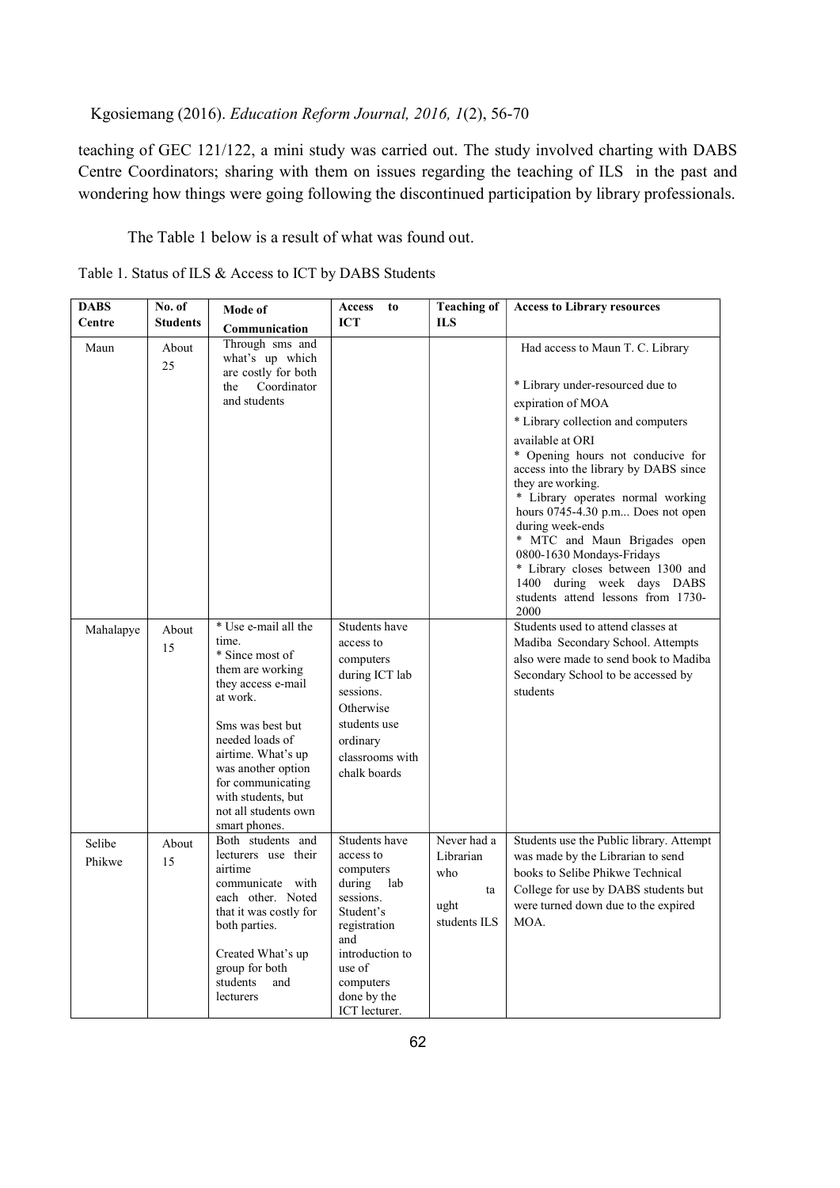teaching of GEC 121/122, a mini study was carried out. The study involved charting with DABS Centre Coordinators; sharing with them on issues regarding the teaching of ILS in the past and wondering how things were going following the discontinued participation by library professionals.

The Table 1 below is a result of what was found out.

Table 1. Status of ILS & Access to ICT by DABS Students

| DABS Centre | No. of Students | Mode of Communication | Access to ICT | Teaching of ILS | Access to Library resources |
|---|---|---|---|---|---|
| Maun | About 25 | Through sms and what's up which are costly for both the Coordinator and students | | | Had access to Maun T. C. Library<br>* Library under-resourced due to expiration of MOA<br>* Library collection and computers available at ORI<br>* Opening hours not conducive for access into the library by DABS since they are working.<br>* Library operates normal working hours 0745-4.30 p.m... Does not open during week-ends<br>* MTC and Maun Brigades open 0800-1630 Mondays-Fridays<br>* Library closes between 1300 and 1400 during week days DABS students attend lessons from 1730-2000 |
| Mahalapye | About 15 | * Use e-mail all the time.<br>* Since most of them are working they access e-mail at work.<br>Sms was best but needed loads of airtime. What's up was another option for communicating with students, but not all students own smart phones. | Students have access to computers during ICT lab sessions. Otherwise students use ordinary classrooms with chalk boards | | Students used to attend classes at Madiba Secondary School. Attempts also were made to send book to Madiba Secondary School to be accessed by students |
| Selibe Phikwe | About 15 | Both students and lecturers use their airtime communicate with each other. Noted that it was costly for both parties.<br>Created What's up group for both students and lecturers | Students have access to computers during lab sessions. Student's registration and introduction to use of computers done by the ICT lecturer. | Never had a Librarian who taught students ILS | Students use the Public library. Attempt was made by the Librarian to send books to Selibe Phikwe Technical College for use by DABS students but were turned down due to the expired MOA. |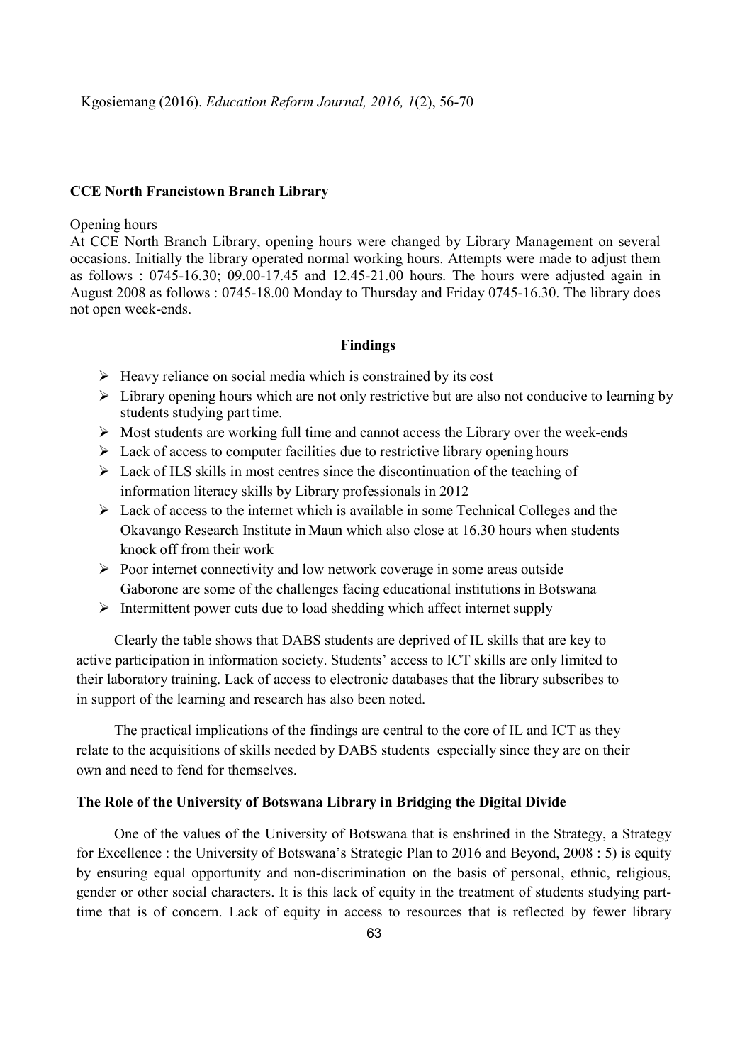### CCE North Francistown Branch Library

Opening hours

At CCE North Branch Library, opening hours were changed by Library Management on several occasions. Initially the library operated normal working hours. Attempts were made to adjust them as follows : 0745-16.30; 09.00-17.45 and 12.45-21.00 hours. The hours were adjusted again in August 2008 as follows : 0745-18.00 Monday to Thursday and Friday 0745-16.30. The library does not open week-ends.

## Findings

- Heavy reliance on social media which is constrained by its cost
- Library opening hours which are not only restrictive but are also not conducive to learning by students studying part time.
- Most students are working full time and cannot access the Library over the week-ends
- Lack of access to computer facilities due to restrictive library opening hours
- Lack of ILS skills in most centres since the discontinuation of the teaching of information literacy skills by Library professionals in 2012
- Lack of access to the internet which is available in some Technical Colleges and the Okavango Research Institute in Maun which also close at 16.30 hours when students knock off from their work
- Poor internet connectivity and low network coverage in some areas outside Gaborone are some of the challenges facing educational institutions in Botswana
- Intermittent power cuts due to load shedding which affect internet supply

Clearly the table shows that DABS students are deprived of IL skills that are key to active participation in information society. Students' access to ICT skills are only limited to their laboratory training. Lack of access to electronic databases that the library subscribes to in support of the learning and research has also been noted.

The practical implications of the findings are central to the core of IL and ICT as they relate to the acquisitions of skills needed by DABS students especially since they are on their own and need to fend for themselves.

### The Role of the University of Botswana Library in Bridging the Digital Divide

One of the values of the University of Botswana that is enshrined in the Strategy, a Strategy for Excellence : the University of Botswana's Strategic Plan to 2016 and Beyond, 2008 : 5) is equity by ensuring equal opportunity and non-discrimination on the basis of personal, ethnic, religious, gender or other social characters. It is this lack of equity in the treatment of students studying part-time that is of concern. Lack of equity in access to resources that is reflected by fewer library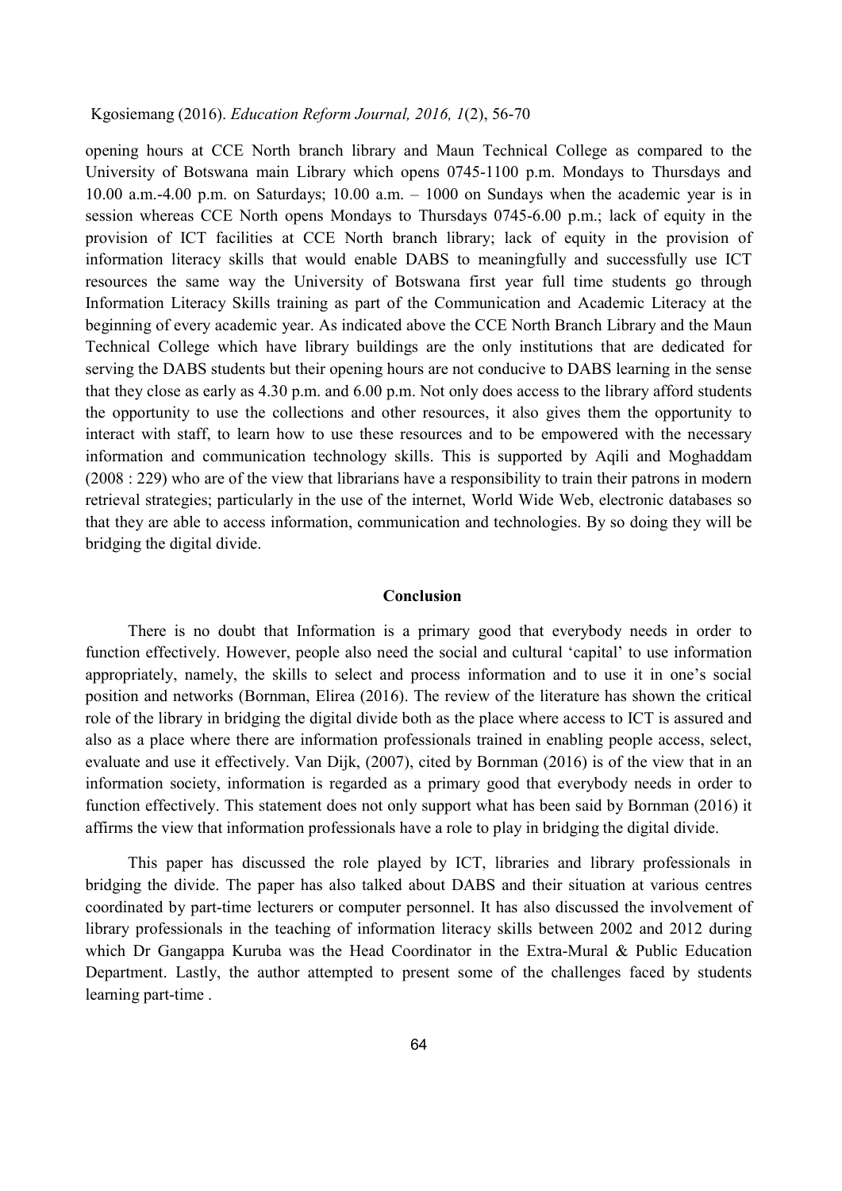opening hours at CCE North branch library and Maun Technical College as compared to the University of Botswana main Library which opens 0745-1100 p.m. Mondays to Thursdays and 10.00 a.m.-4.00 p.m. on Saturdays; 10.00 a.m. – 1000 on Sundays when the academic year is in session whereas CCE North opens Mondays to Thursdays 0745-6.00 p.m.; lack of equity in the provision of ICT facilities at CCE North branch library; lack of equity in the provision of information literacy skills that would enable DABS to meaningfully and successfully use ICT resources the same way the University of Botswana first year full time students go through Information Literacy Skills training as part of the Communication and Academic Literacy at the beginning of every academic year. As indicated above the CCE North Branch Library and the Maun Technical College which have library buildings are the only institutions that are dedicated for serving the DABS students but their opening hours are not conducive to DABS learning in the sense that they close as early as 4.30 p.m. and 6.00 p.m. Not only does access to the library afford students the opportunity to use the collections and other resources, it also gives them the opportunity to interact with staff, to learn how to use these resources and to be empowered with the necessary information and communication technology skills. This is supported by Aqili and Moghaddam (2008 : 229) who are of the view that librarians have a responsibility to train their patrons in modern retrieval strategies; particularly in the use of the internet, World Wide Web, electronic databases so that they are able to access information, communication and technologies. By so doing they will be bridging the digital divide.

## Conclusion

There is no doubt that Information is a primary good that everybody needs in order to function effectively. However, people also need the social and cultural 'capital' to use information appropriately, namely, the skills to select and process information and to use it in one's social position and networks (Bornman, Elirea (2016). The review of the literature has shown the critical role of the library in bridging the digital divide both as the place where access to ICT is assured and also as a place where there are information professionals trained in enabling people access, select, evaluate and use it effectively. Van Dijk, (2007), cited by Bornman (2016) is of the view that in an information society, information is regarded as a primary good that everybody needs in order to function effectively. This statement does not only support what has been said by Bornman (2016) it affirms the view that information professionals have a role to play in bridging the digital divide.

This paper has discussed the role played by ICT, libraries and library professionals in bridging the divide. The paper has also talked about DABS and their situation at various centres coordinated by part-time lecturers or computer personnel. It has also discussed the involvement of library professionals in the teaching of information literacy skills between 2002 and 2012 during which Dr Gangappa Kuruba was the Head Coordinator in the Extra-Mural & Public Education Department. Lastly, the author attempted to present some of the challenges faced by students learning part-time .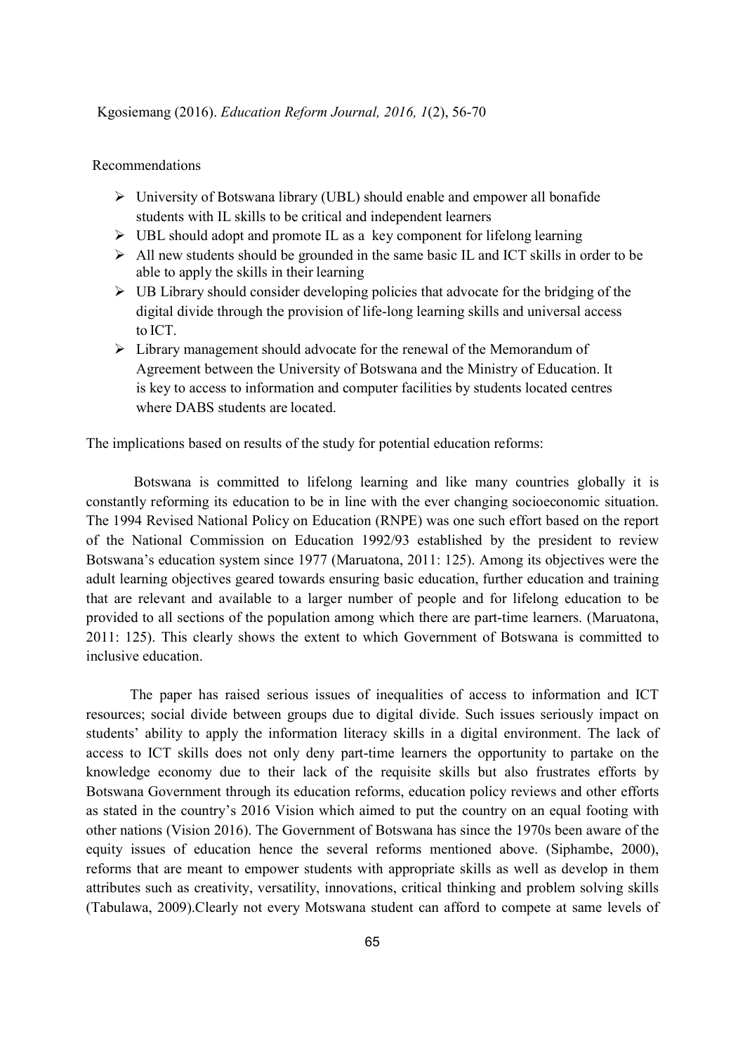Recommendations

- University of Botswana library (UBL) should enable and empower all bonafide students with IL skills to be critical and independent learners
- UBL should adopt and promote IL as a key component for lifelong learning
- All new students should be grounded in the same basic IL and ICT skills in order to be able to apply the skills in their learning
- UB Library should consider developing policies that advocate for the bridging of the digital divide through the provision of life-long learning skills and universal access to ICT.
- Library management should advocate for the renewal of the Memorandum of Agreement between the University of Botswana and the Ministry of Education. It is key to access to information and computer facilities by students located centres where DABS students are located.

The implications based on results of the study for potential education reforms:

Botswana is committed to lifelong learning and like many countries globally it is constantly reforming its education to be in line with the ever changing socioeconomic situation. The 1994 Revised National Policy on Education (RNPE) was one such effort based on the report of the National Commission on Education 1992/93 established by the president to review Botswana's education system since 1977 (Maruatona, 2011: 125). Among its objectives were the adult learning objectives geared towards ensuring basic education, further education and training that are relevant and available to a larger number of people and for lifelong education to be provided to all sections of the population among which there are part-time learners. (Maruatona, 2011: 125). This clearly shows the extent to which Government of Botswana is committed to inclusive education.

The paper has raised serious issues of inequalities of access to information and ICT resources; social divide between groups due to digital divide. Such issues seriously impact on students' ability to apply the information literacy skills in a digital environment. The lack of access to ICT skills does not only deny part-time learners the opportunity to partake on the knowledge economy due to their lack of the requisite skills but also frustrates efforts by Botswana Government through its education reforms, education policy reviews and other efforts as stated in the country's 2016 Vision which aimed to put the country on an equal footing with other nations (Vision 2016). The Government of Botswana has since the 1970s been aware of the equity issues of education hence the several reforms mentioned above. (Siphambe, 2000), reforms that are meant to empower students with appropriate skills as well as develop in them attributes such as creativity, versatility, innovations, critical thinking and problem solving skills (Tabulawa, 2009).Clearly not every Motswana student can afford to compete at same levels of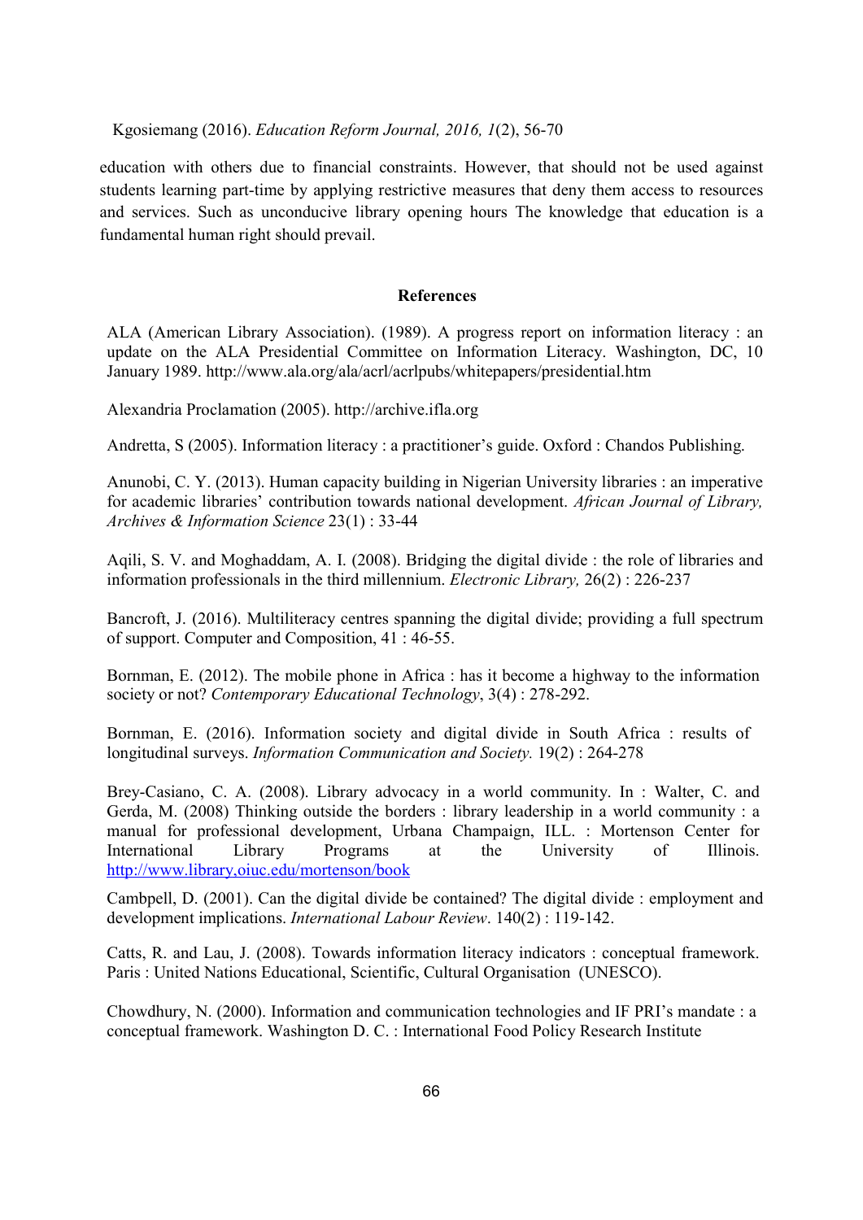education with others due to financial constraints. However, that should not be used against students learning part-time by applying restrictive measures that deny them access to resources and services. Such as unconducive library opening hours The knowledge that education is a fundamental human right should prevail.

## References

ALA (American Library Association). (1989). A progress report on information literacy : an update on the ALA Presidential Committee on Information Literacy. Washington, DC, 10 January 1989. http://www.ala.org/ala/acrl/acrlpubs/whitepapers/presidential.htm

Alexandria Proclamation (2005). http://archive.ifla.org

Andretta, S (2005). Information literacy : a practitioner's guide. Oxford : Chandos Publishing.

Anunobi, C. Y. (2013). Human capacity building in Nigerian University libraries : an imperative for academic libraries' contribution towards national development. *African Journal of Library, Archives & Information Science* 23(1) : 33-44

Aqili, S. V. and Moghaddam, A. I. (2008). Bridging the digital divide : the role of libraries and information professionals in the third millennium. *Electronic Library,* 26(2) : 226-237

Bancroft, J. (2016). Multiliteracy centres spanning the digital divide; providing a full spectrum of support. Computer and Composition, 41 : 46-55.

Bornman, E. (2012). The mobile phone in Africa : has it become a highway to the information society or not? *Contemporary Educational Technology*, 3(4) : 278-292.

Bornman, E. (2016). Information society and digital divide in South Africa : results of longitudinal surveys. *Information Communication and Society.* 19(2) : 264-278

Brey-Casiano, C. A. (2008). Library advocacy in a world community. In : Walter, C. and Gerda, M. (2008) Thinking outside the borders : library leadership in a world community : a manual for professional development, Urbana Champaign, ILL. : Mortenson Center for International Library Programs at the University of Illinois. http://www.library,oiuc.edu/mortenson/book

Cambpell, D. (2001). Can the digital divide be contained? The digital divide : employment and development implications. *International Labour Review*. 140(2) : 119-142.

Catts, R. and Lau, J. (2008). Towards information literacy indicators : conceptual framework. Paris : United Nations Educational, Scientific, Cultural Organisation (UNESCO).

Chowdhury, N. (2000). Information and communication technologies and IF PRI's mandate : a conceptual framework. Washington D. C. : International Food Policy Research Institute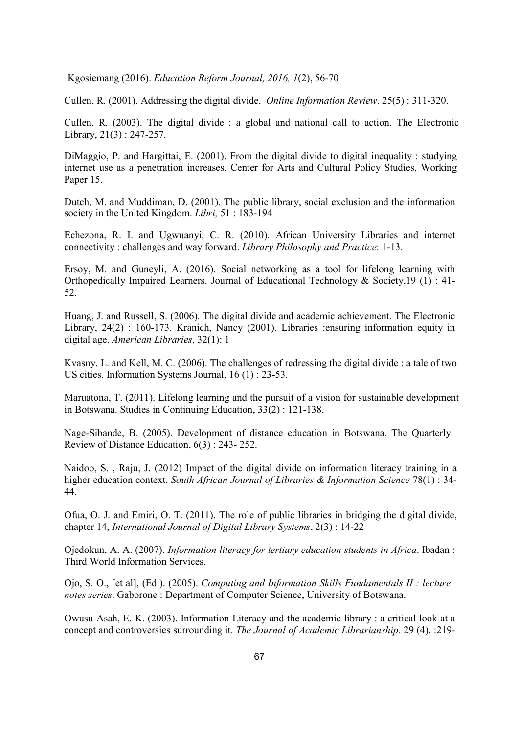Cullen, R. (2001). Addressing the digital divide. *Online Information Review*. 25(5) : 311-320.

Cullen, R. (2003). The digital divide : a global and national call to action. The Electronic Library, 21(3) : 247-257.

DiMaggio, P. and Hargittai, E. (2001). From the digital divide to digital inequality : studying internet use as a penetration increases. Center for Arts and Cultural Policy Studies, Working Paper 15.

Dutch, M. and Muddiman, D. (2001). The public library, social exclusion and the information society in the United Kingdom. *Libri,* 51 : 183-194

Echezona, R. I. and Ugwuanyi, C. R. (2010). African University Libraries and internet connectivity : challenges and way forward. *Library Philosophy and Practice*: 1-13.

Ersoy, M. and Guneyli, A. (2016). Social networking as a tool for lifelong learning with Orthopedically Impaired Learners. Journal of Educational Technology & Society,19 (1) : 41-52.

Huang, J. and Russell, S. (2006). The digital divide and academic achievement. The Electronic Library, 24(2) : 160-173. Kranich, Nancy (2001). Libraries :ensuring information equity in digital age. *American Libraries*, 32(1): 1

Kvasny, L. and Kell, M. C. (2006). The challenges of redressing the digital divide : a tale of two US cities. Information Systems Journal, 16 (1) : 23-53.

Maruatona, T. (2011). Lifelong learning and the pursuit of a vision for sustainable development in Botswana. Studies in Continuing Education, 33(2) : 121-138.

Nage-Sibande, B. (2005). Development of distance education in Botswana. The Quarterly Review of Distance Education, 6(3) : 243- 252.

Naidoo, S. , Raju, J. (2012) Impact of the digital divide on information literacy training in a higher education context. *South African Journal of Libraries & Information Science* 78(1) : 34-44.

Ofua, O. J. and Emiri, O. T. (2011). The role of public libraries in bridging the digital divide, chapter 14, *International Journal of Digital Library Systems*, 2(3) : 14-22

Ojedokun, A. A. (2007). *Information literacy for tertiary education students in Africa*. Ibadan : Third World Information Services.

Ojo, S. O., [et al], (Ed.). (2005). *Computing and Information Skills Fundamentals II : lecture notes series*. Gaborone : Department of Computer Science, University of Botswana.

Owusu-Asah, E. K. (2003). Information Literacy and the academic library : a critical look at a concept and controversies surrounding it. *The Journal of Academic Librarianship*. 29 (4). :219-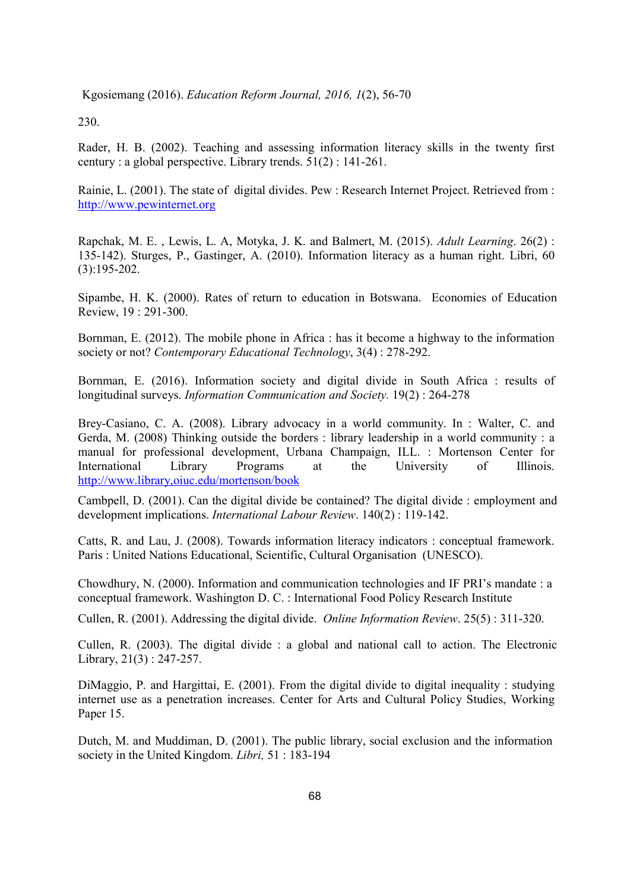230.

Rader, H. B. (2002). Teaching and assessing information literacy skills in the twenty first century : a global perspective. Library trends. 51(2) : 141-261.

Rainie, L. (2001). The state of digital divides. Pew : Research Internet Project. Retrieved from : http://www.pewinternet.org

Rapchak, M. E. , Lewis, L. A, Motyka, J. K. and Balmert, M. (2015). *Adult Learning*. 26(2) : 135-142). Sturges, P., Gastinger, A. (2010). Information literacy as a human right. Libri, 60 (3):195-202.

Sipambe, H. K. (2000). Rates of return to education in Botswana. Economies of Education Review, 19 : 291-300.

Bornman, E. (2012). The mobile phone in Africa : has it become a highway to the information society or not? *Contemporary Educational Technology*, 3(4) : 278-292.

Bornman, E. (2016). Information society and digital divide in South Africa : results of longitudinal surveys. *Information Communication and Society.* 19(2) : 264-278

Brey-Casiano, C. A. (2008). Library advocacy in a world community. In : Walter, C. and Gerda, M. (2008) Thinking outside the borders : library leadership in a world community : a manual for professional development, Urbana Champaign, ILL. : Mortenson Center for International Library Programs at the University of Illinois. http://www.library,oiuc.edu/mortenson/book

Cambpell, D. (2001). Can the digital divide be contained? The digital divide : employment and development implications. *International Labour Review*. 140(2) : 119-142.

Catts, R. and Lau, J. (2008). Towards information literacy indicators : conceptual framework. Paris : United Nations Educational, Scientific, Cultural Organisation (UNESCO).

Chowdhury, N. (2000). Information and communication technologies and IF PRI's mandate : a conceptual framework. Washington D. C. : International Food Policy Research Institute

Cullen, R. (2001). Addressing the digital divide. *Online Information Review*. 25(5) : 311-320.

Cullen, R. (2003). The digital divide : a global and national call to action. The Electronic Library, 21(3) : 247-257.

DiMaggio, P. and Hargittai, E. (2001). From the digital divide to digital inequality : studying internet use as a penetration increases. Center for Arts and Cultural Policy Studies, Working Paper 15.

Dutch, M. and Muddiman, D. (2001). The public library, social exclusion and the information society in the United Kingdom. *Libri,* 51 : 183-194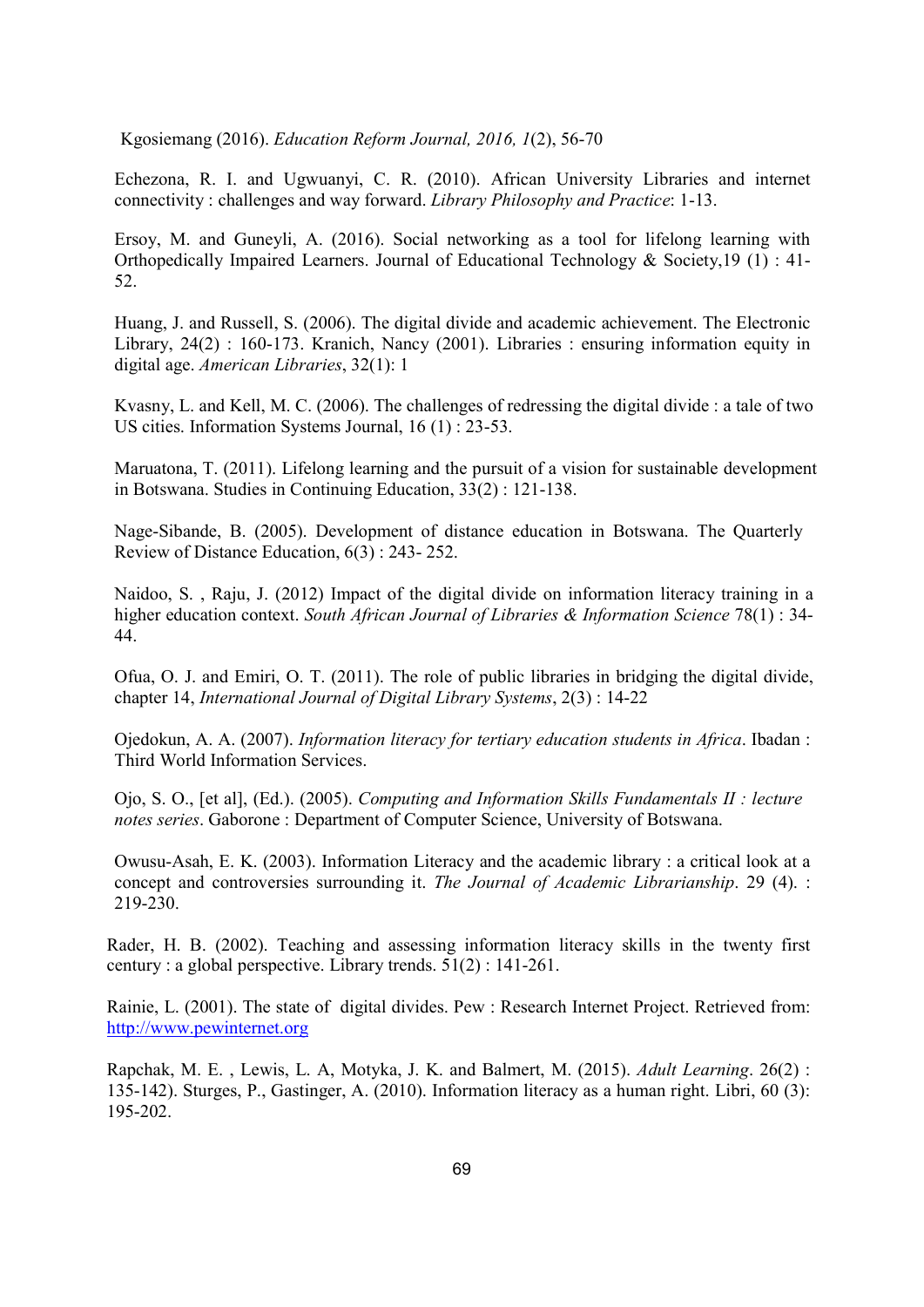Echezona, R. I. and Ugwuanyi, C. R. (2010). African University Libraries and internet connectivity : challenges and way forward. *Library Philosophy and Practice*: 1-13.

Ersoy, M. and Guneyli, A. (2016). Social networking as a tool for lifelong learning with Orthopedically Impaired Learners. Journal of Educational Technology & Society,19 (1) : 41-52.

Huang, J. and Russell, S. (2006). The digital divide and academic achievement. The Electronic Library, 24(2) : 160-173. Kranich, Nancy (2001). Libraries : ensuring information equity in digital age. *American Libraries*, 32(1): 1

Kvasny, L. and Kell, M. C. (2006). The challenges of redressing the digital divide : a tale of two US cities. Information Systems Journal, 16 (1) : 23-53.

Maruatona, T. (2011). Lifelong learning and the pursuit of a vision for sustainable development in Botswana. Studies in Continuing Education, 33(2) : 121-138.

Nage-Sibande, B. (2005). Development of distance education in Botswana. The Quarterly Review of Distance Education, 6(3) : 243- 252.

Naidoo, S. , Raju, J. (2012) Impact of the digital divide on information literacy training in a higher education context. *South African Journal of Libraries & Information Science* 78(1) : 34-44.

Ofua, O. J. and Emiri, O. T. (2011). The role of public libraries in bridging the digital divide, chapter 14, *International Journal of Digital Library Systems*, 2(3) : 14-22

Ojedokun, A. A. (2007). *Information literacy for tertiary education students in Africa*. Ibadan : Third World Information Services.

Ojo, S. O., [et al], (Ed.). (2005). *Computing and Information Skills Fundamentals II : lecture notes series*. Gaborone : Department of Computer Science, University of Botswana.

Owusu-Asah, E. K. (2003). Information Literacy and the academic library : a critical look at a concept and controversies surrounding it. *The Journal of Academic Librarianship*. 29 (4). : 219-230.

Rader, H. B. (2002). Teaching and assessing information literacy skills in the twenty first century : a global perspective. Library trends. 51(2) : 141-261.

Rainie, L. (2001). The state of digital divides. Pew : Research Internet Project. Retrieved from: http://www.pewinternet.org

Rapchak, M. E. , Lewis, L. A, Motyka, J. K. and Balmert, M. (2015). *Adult Learning*. 26(2) : 135-142). Sturges, P., Gastinger, A. (2010). Information literacy as a human right. Libri, 60 (3): 195-202.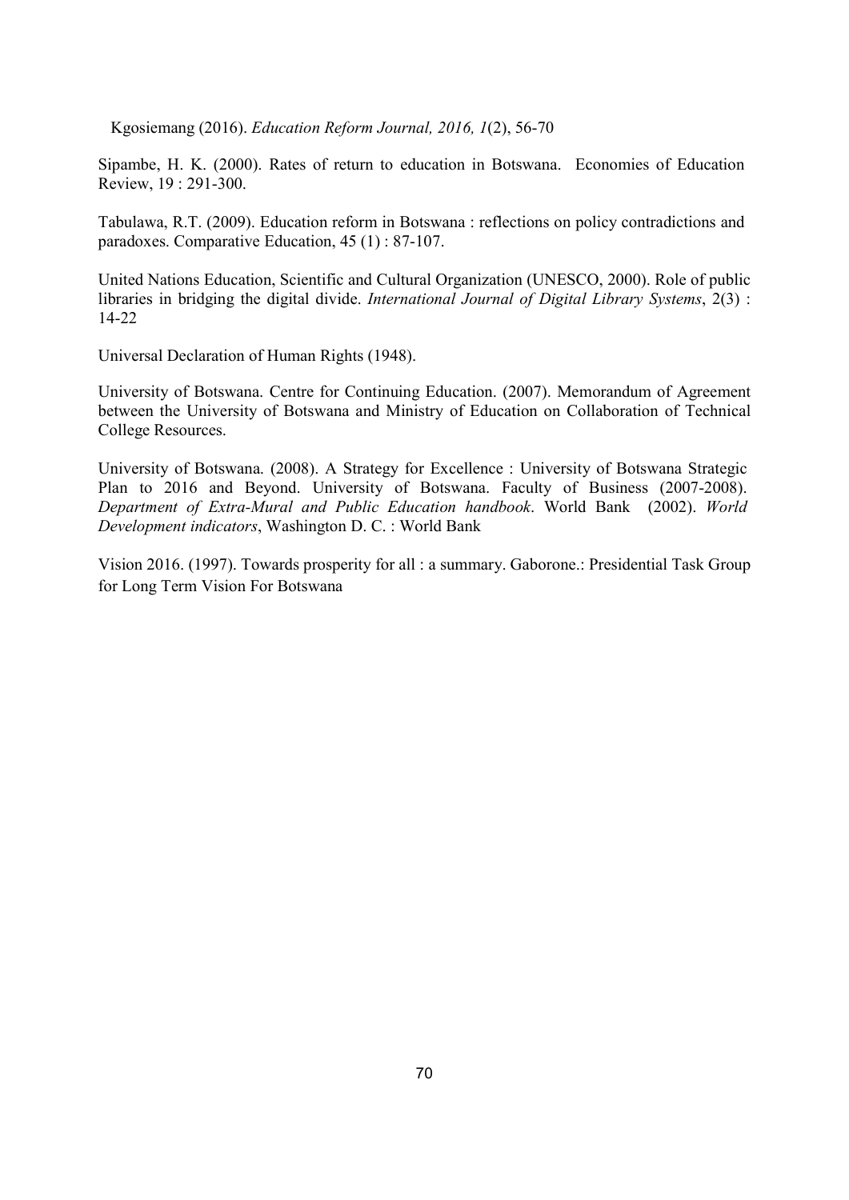Kgosiemang (2016). *Education Reform Journal, 2016, 1*(2), 56-70

Sipambe, H. K. (2000). Rates of return to education in Botswana. Economies of Education Review, 19 : 291-300.

Tabulawa, R.T. (2009). Education reform in Botswana : reflections on policy contradictions and paradoxes. Comparative Education, 45 (1) : 87-107.

United Nations Education, Scientific and Cultural Organization (UNESCO, 2000). Role of public libraries in bridging the digital divide. *International Journal of Digital Library Systems*, 2(3) : 14-22

Universal Declaration of Human Rights (1948).

University of Botswana. Centre for Continuing Education. (2007). Memorandum of Agreement between the University of Botswana and Ministry of Education on Collaboration of Technical College Resources.

University of Botswana. (2008). A Strategy for Excellence : University of Botswana Strategic Plan to 2016 and Beyond. University of Botswana. Faculty of Business (2007-2008). *Department of Extra-Mural and Public Education handbook*. World Bank (2002). *World Development indicators*, Washington D. C. : World Bank

Vision 2016. (1997). Towards prosperity for all : a summary. Gaborone.: Presidential Task Group for Long Term Vision For Botswana